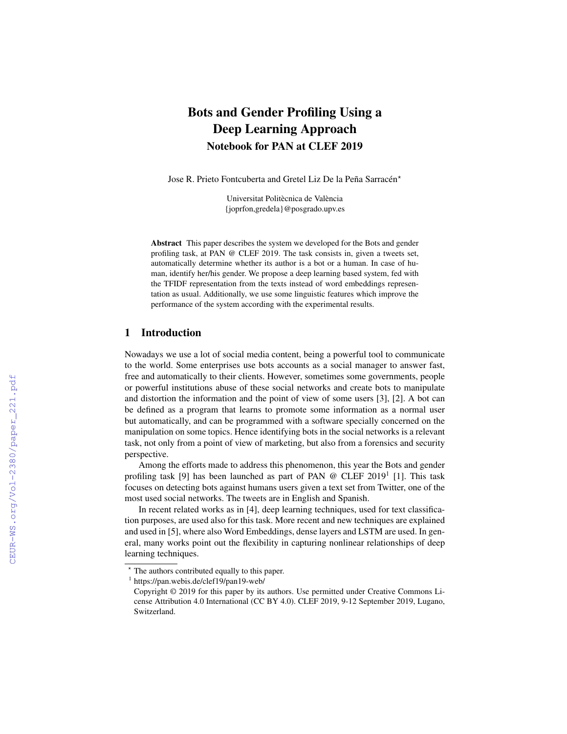# Bots and Gender Profiling Using a Deep Learning Approach

## Notebook for PAN at CLEF 2019

Jose R. Prieto Fontcuberta and Gretel Liz De la Peña Sarracén*

Universitat Politècnica de València
{joprfon,gredela}@posgrado.upv.es

**Abstract** This paper describes the system we developed for the Bots and gender profiling task, at PAN @ CLEF 2019. The task consists in, given a tweets set, automatically determine whether its author is a bot or a human. In case of human, identify her/his gender. We propose a deep learning based system, fed with the TFIDF representation from the texts instead of word embeddings representation as usual. Additionally, we use some linguistic features which improve the performance of the system according with the experimental results.

## 1 Introduction

Nowadays we use a lot of social media content, being a powerful tool to communicate to the world. Some enterprises use bots accounts as a social manager to answer fast, free and automatically to their clients. However, sometimes some governments, people or powerful institutions abuse of these social networks and create bots to manipulate and distortion the information and the point of view of some users [3], [2]. A bot can be defined as a program that learns to promote some information as a normal user but automatically, and can be programmed with a software specially concerned on the manipulation on some topics. Hence identifying bots in the social networks is a relevant task, not only from a point of view of marketing, but also from a forensics and security perspective.

Among the efforts made to address this phenomenon, this year the Bots and gender profiling task [9] has been launched as part of PAN @ CLEF 2019[1] [1]. This task focuses on detecting bots against humans users given a text set from Twitter, one of the most used social networks. The tweets are in English and Spanish.

In recent related works as in [4], deep learning techniques, used for text classification purposes, are used also for this task. More recent and new techniques are explained and used in [5], where also Word Embeddings, dense layers and LSTM are used. In general, many works point out the flexibility in capturing nonlinear relationships of deep learning techniques.

* The authors contributed equally to this paper.

[1] https://pan.webis.de/clef19/pan19-web/

Copyright © 2019 for this paper by its authors. Use permitted under Creative Commons License Attribution 4.0 International (CC BY 4.0). CLEF 2019, 9-12 September 2019, Lugano, Switzerland.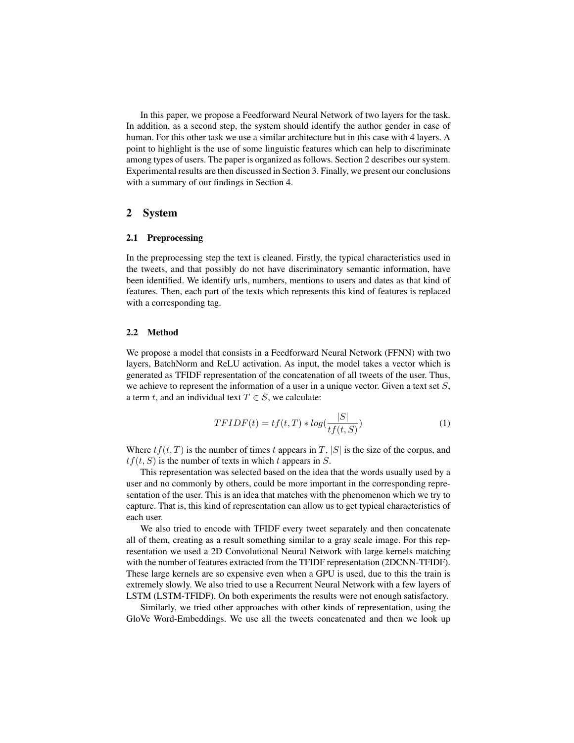In this paper, we propose a Feedforward Neural Network of two layers for the task. In addition, as a second step, the system should identify the author gender in case of human. For this other task we use a similar architecture but in this case with 4 layers. A point to highlight is the use of some linguistic features which can help to discriminate among types of users. The paper is organized as follows. Section 2 describes our system. Experimental results are then discussed in Section 3. Finally, we present our conclusions with a summary of our findings in Section 4.

## 2 System

### 2.1 Preprocessing

In the preprocessing step the text is cleaned. Firstly, the typical characteristics used in the tweets, and that possibly do not have discriminatory semantic information, have been identified. We identify urls, numbers, mentions to users and dates as that kind of features. Then, each part of the texts which represents this kind of features is replaced with a corresponding tag.

### 2.2 Method

We propose a model that consists in a Feedforward Neural Network (FFNN) with two layers, BatchNorm and ReLU activation. As input, the model takes a vector which is generated as TFIDF representation of the concatenation of all tweets of the user. Thus, we achieve to represent the information of a user in a unique vector. Given a text set $S$, a term $t$, and an individual text $T \in S$, we calculate:

$$TFIDF(t) = tf(t, T) * log(\frac{|S|}{tf(t, S)}) \tag{1}$$

Where $tf(t, T)$ is the number of times $t$ appears in $T$, $|S|$ is the size of the corpus, and $tf(t, S)$ is the number of texts in which $t$ appears in $S$.

This representation was selected based on the idea that the words usually used by a user and no commonly by others, could be more important in the corresponding representation of the user. This is an idea that matches with the phenomenon which we try to capture. That is, this kind of representation can allow us to get typical characteristics of each user.

We also tried to encode with TFIDF every tweet separately and then concatenate all of them, creating as a result something similar to a gray scale image. For this representation we used a 2D Convolutional Neural Network with large kernels matching with the number of features extracted from the TFIDF representation (2DCNN-TFIDF). These large kernels are so expensive even when a GPU is used, due to this the train is extremely slowly. We also tried to use a Recurrent Neural Network with a few layers of LSTM (LSTM-TFIDF). On both experiments the results were not enough satisfactory.

Similarly, we tried other approaches with other kinds of representation, using the GloVe Word-Embeddings. We use all the tweets concatenated and then we look up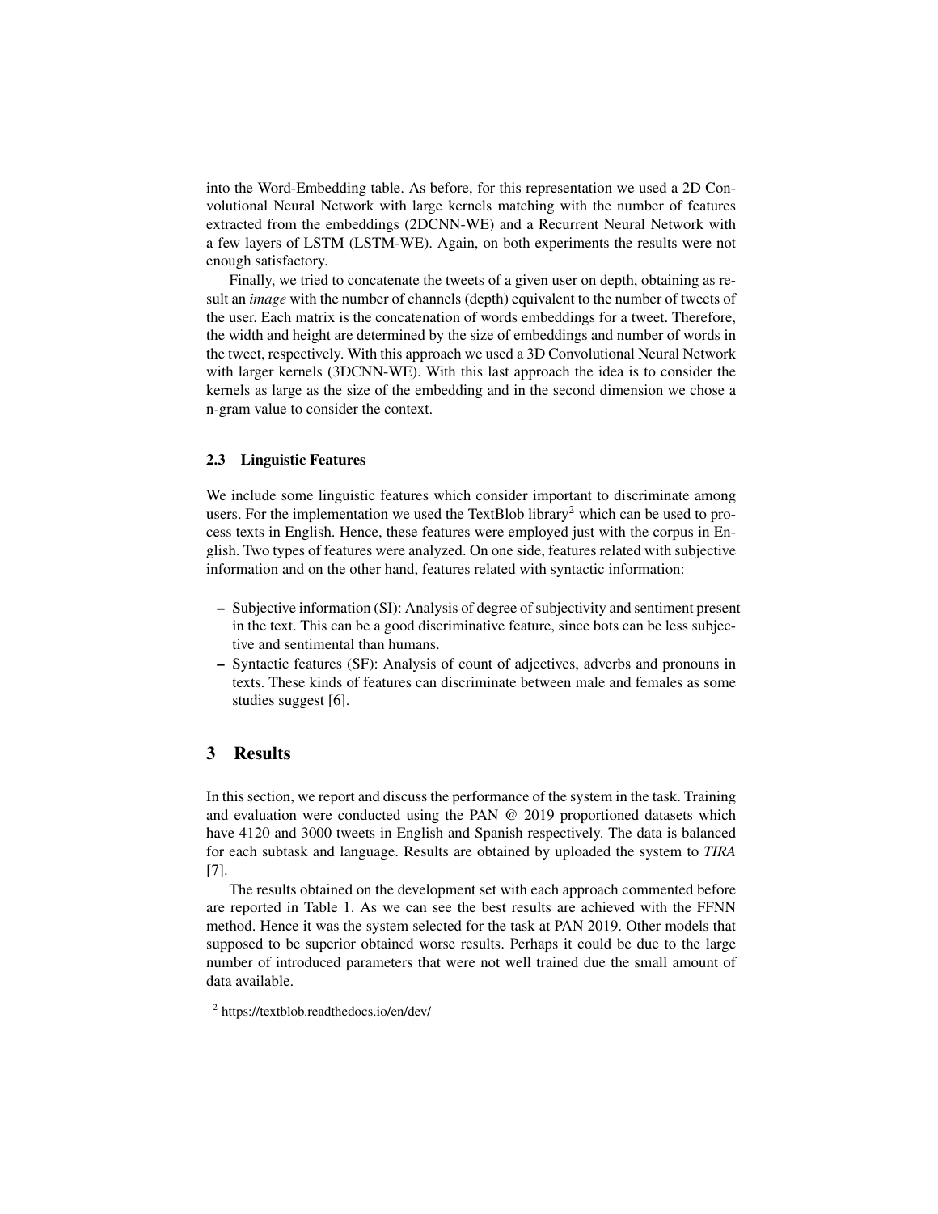into the Word-Embedding table. As before, for this representation we used a 2D Convolutional Neural Network with large kernels matching with the number of features extracted from the embeddings (2DCNN-WE) and a Recurrent Neural Network with a few layers of LSTM (LSTM-WE). Again, on both experiments the results were not enough satisfactory.

Finally, we tried to concatenate the tweets of a given user on depth, obtaining as result an *image* with the number of channels (depth) equivalent to the number of tweets of the user. Each matrix is the concatenation of words embeddings for a tweet. Therefore, the width and height are determined by the size of embeddings and number of words in the tweet, respectively. With this approach we used a 3D Convolutional Neural Network with larger kernels (3DCNN-WE). With this last approach the idea is to consider the kernels as large as the size of the embedding and in the second dimension we chose a n-gram value to consider the context.

### 2.3 Linguistic Features

We include some linguistic features which consider important to discriminate among users. For the implementation we used the TextBlob library[2] which can be used to process texts in English. Hence, these features were employed just with the corpus in English. Two types of features were analyzed. On one side, features related with subjective information and on the other hand, features related with syntactic information:

- Subjective information (SI): Analysis of degree of subjectivity and sentiment present in the text. This can be a good discriminative feature, since bots can be less subjective and sentimental than humans.
- Syntactic features (SF): Analysis of count of adjectives, adverbs and pronouns in texts. These kinds of features can discriminate between male and females as some studies suggest [6].

## 3 Results

In this section, we report and discuss the performance of the system in the task. Training and evaluation were conducted using the PAN @ 2019 proportioned datasets which have 4120 and 3000 tweets in English and Spanish respectively. The data is balanced for each subtask and language. Results are obtained by uploaded the system to *TIRA* [7].

The results obtained on the development set with each approach commented before are reported in Table 1. As we can see the best results are achieved with the FFNN method. Hence it was the system selected for the task at PAN 2019. Other models that supposed to be superior obtained worse results. Perhaps it could be due to the large number of introduced parameters that were not well trained due the small amount of data available.

[2] https://textblob.readthedocs.io/en/dev/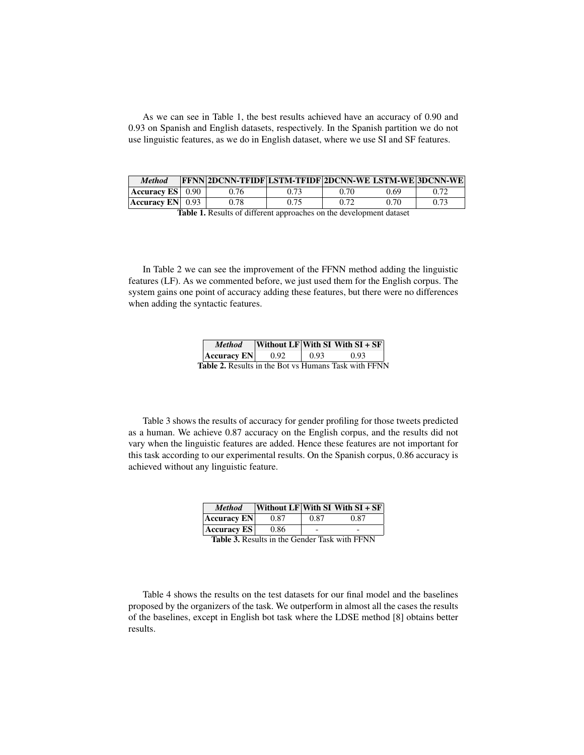As we can see in Table 1, the best results achieved have an accuracy of 0.90 and 0.93 on Spanish and English datasets, respectively. In the Spanish partition we do not use linguistic features, as we do in English dataset, where we use SI and SF features.

| *Method* | FFNN | 2DCNN-TFIDF | LSTM-TFIDF | 2DCNN-WE | LSTM-WE | 3DCNN-WE |
|---|---|---|---|---|---|---|
| **Accuracy ES** | 0.90 | 0.76 | 0.73 | 0.70 | 0.69 | 0.72 |
| **Accuracy EN** | 0.93 | 0.78 | 0.75 | 0.72 | 0.70 | 0.73 |

**Table 1.** Results of different approaches on the development dataset

In Table 2 we can see the improvement of the FFNN method adding the linguistic features (LF). As we commented before, we just used them for the English corpus. The system gains one point of accuracy adding these features, but there were no differences when adding the syntactic features.

| *Method* | Without LF | With SI | With SI + SF |
|---|---|---|---|
| **Accuracy EN** | 0.92 | 0.93 | 0.93 |

**Table 2.** Results in the Bot vs Humans Task with FFNN

Table 3 shows the results of accuracy for gender profiling for those tweets predicted as a human. We achieve 0.87 accuracy on the English corpus, and the results did not vary when the linguistic features are added. Hence these features are not important for this task according to our experimental results. On the Spanish corpus, 0.86 accuracy is achieved without any linguistic feature.

| *Method* | Without LF | With SI | With SI + SF |
|---|---|---|---|
| **Accuracy EN** | 0.87 | 0.87 | 0.87 |
| **Accuracy ES** | 0.86 | - | - |

**Table 3.** Results in the Gender Task with FFNN

Table 4 shows the results on the test datasets for our final model and the baselines proposed by the organizers of the task. We outperform in almost all the cases the results of the baselines, except in English bot task where the LDSE method [8] obtains better results.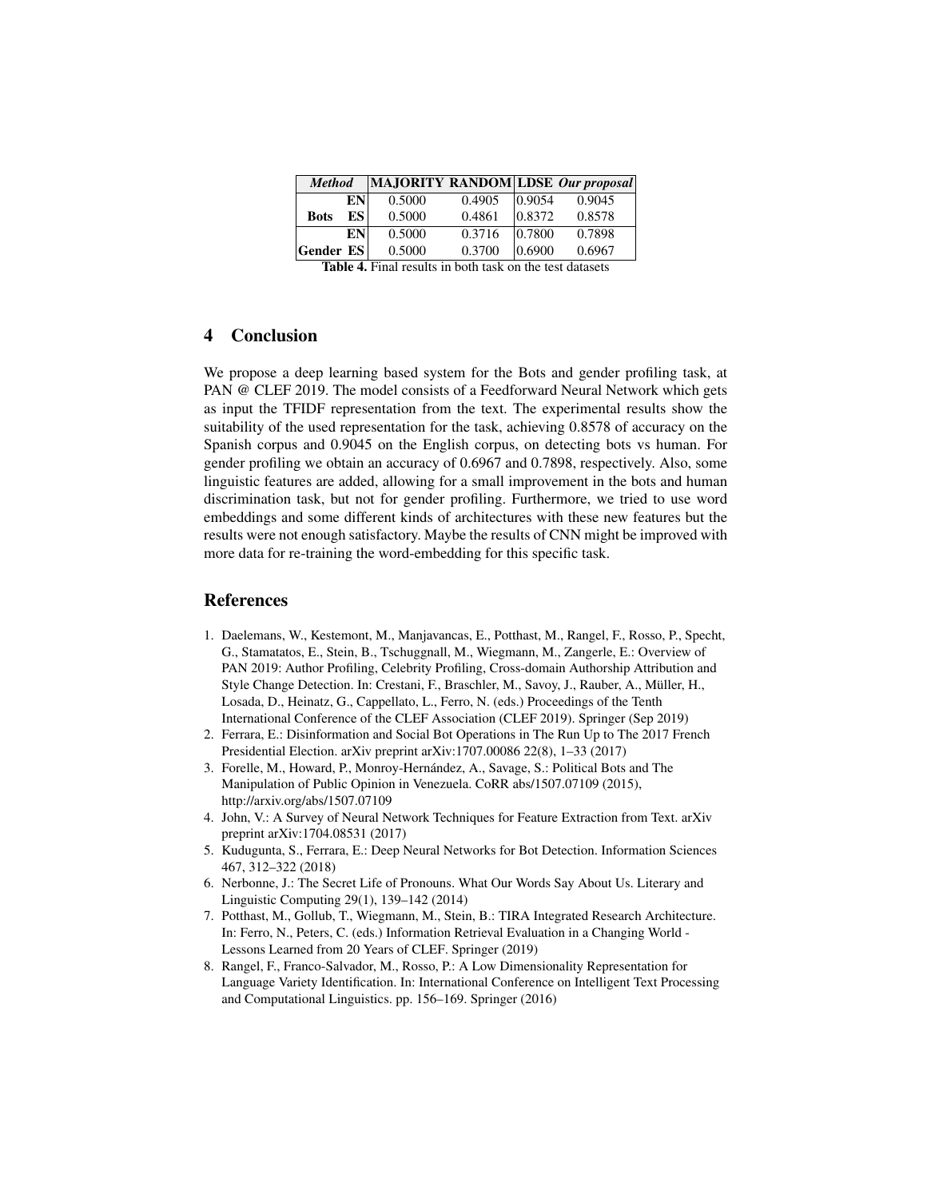| *Method* | | MAJORITY | RANDOM | LDSE | *Our proposal* |
|---|---|---|---|---|---|
| **Bots** | **EN** | 0.5000 | 0.4905 | 0.9054 | 0.9045 |
| | **ES** | 0.5000 | 0.4861 | 0.8372 | 0.8578 |
| **Gender** | **EN** | 0.5000 | 0.3716 | 0.7800 | 0.7898 |
| | **ES** | 0.5000 | 0.3700 | 0.6900 | 0.6967 |

**Table 4.** Final results in both task on the test datasets

## 4 Conclusion

We propose a deep learning based system for the Bots and gender profiling task, at PAN @ CLEF 2019. The model consists of a Feedforward Neural Network which gets as input the TFIDF representation from the text. The experimental results show the suitability of the used representation for the task, achieving 0.8578 of accuracy on the Spanish corpus and 0.9045 on the English corpus, on detecting bots vs human. For gender profiling we obtain an accuracy of 0.6967 and 0.7898, respectively. Also, some linguistic features are added, allowing for a small improvement in the bots and human discrimination task, but not for gender profiling. Furthermore, we tried to use word embeddings and some different kinds of architectures with these new features but the results were not enough satisfactory. Maybe the results of CNN might be improved with more data for re-training the word-embedding for this specific task.

## References

1. Daelemans, W., Kestemont, M., Manjavancas, E., Potthast, M., Rangel, F., Rosso, P., Specht, G., Stamatatos, E., Stein, B., Tschuggnall, M., Wiegmann, M., Zangerle, E.: Overview of PAN 2019: Author Profiling, Celebrity Profiling, Cross-domain Authorship Attribution and Style Change Detection. In: Crestani, F., Braschler, M., Savoy, J., Rauber, A., Müller, H., Losada, D., Heinatz, G., Cappellato, L., Ferro, N. (eds.) Proceedings of the Tenth International Conference of the CLEF Association (CLEF 2019). Springer (Sep 2019)
2. Ferrara, E.: Disinformation and Social Bot Operations in The Run Up to The 2017 French Presidential Election. arXiv preprint arXiv:1707.00086 22(8), 1–33 (2017)
3. Forelle, M., Howard, P., Monroy-Hernández, A., Savage, S.: Political Bots and The Manipulation of Public Opinion in Venezuela. CoRR abs/1507.07109 (2015), http://arxiv.org/abs/1507.07109
4. John, V.: A Survey of Neural Network Techniques for Feature Extraction from Text. arXiv preprint arXiv:1704.08531 (2017)
5. Kudugunta, S., Ferrara, E.: Deep Neural Networks for Bot Detection. Information Sciences 467, 312–322 (2018)
6. Nerbonne, J.: The Secret Life of Pronouns. What Our Words Say About Us. Literary and Linguistic Computing 29(1), 139–142 (2014)
7. Potthast, M., Gollub, T., Wiegmann, M., Stein, B.: TIRA Integrated Research Architecture. In: Ferro, N., Peters, C. (eds.) Information Retrieval Evaluation in a Changing World - Lessons Learned from 20 Years of CLEF. Springer (2019)
8. Rangel, F., Franco-Salvador, M., Rosso, P.: A Low Dimensionality Representation for Language Variety Identification. In: International Conference on Intelligent Text Processing and Computational Linguistics. pp. 156–169. Springer (2016)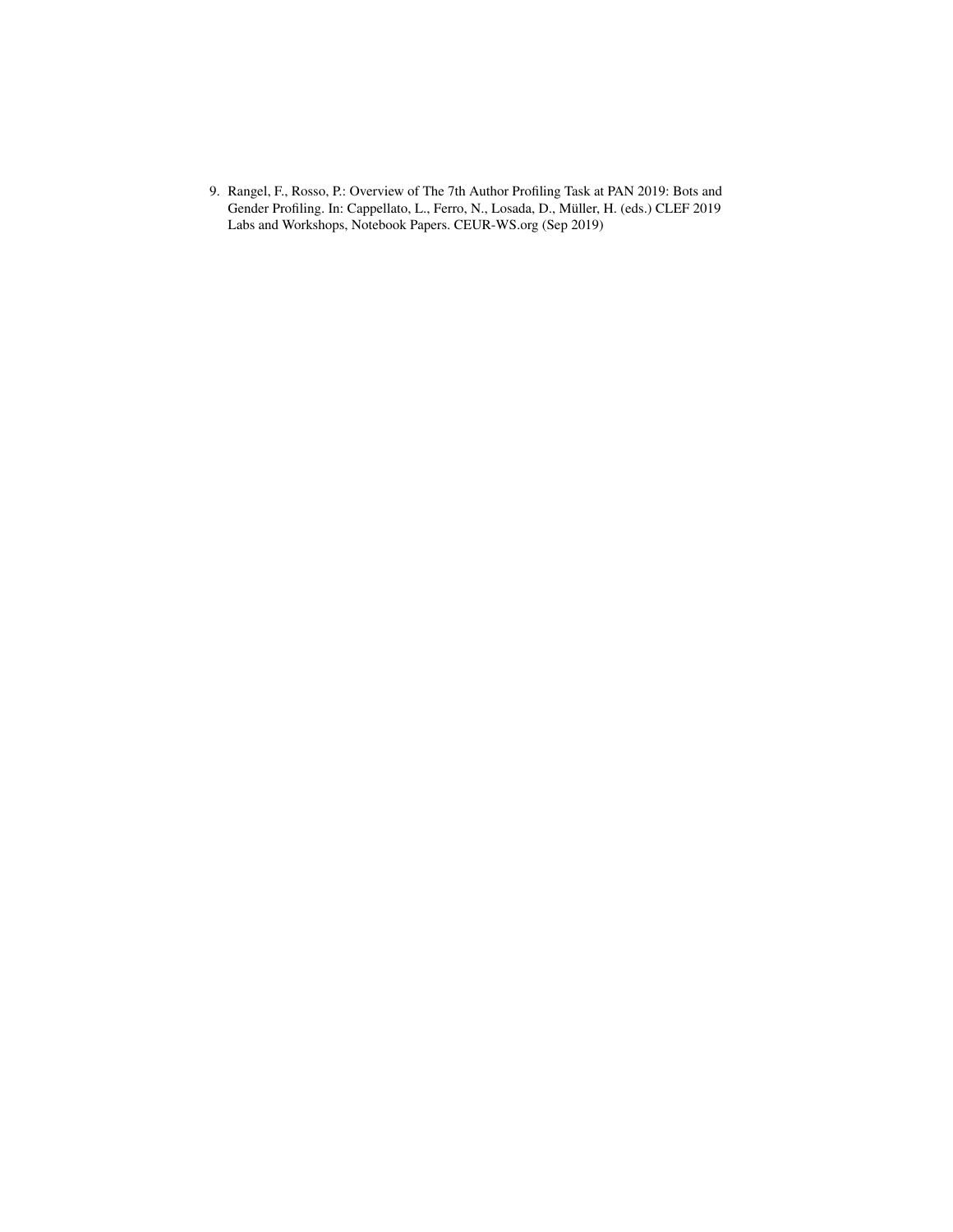9. Rangel, F., Rosso, P.: Overview of The 7th Author Profiling Task at PAN 2019: Bots and Gender Profiling. In: Cappellato, L., Ferro, N., Losada, D., Müller, H. (eds.) CLEF 2019 Labs and Workshops, Notebook Papers. CEUR-WS.org (Sep 2019)